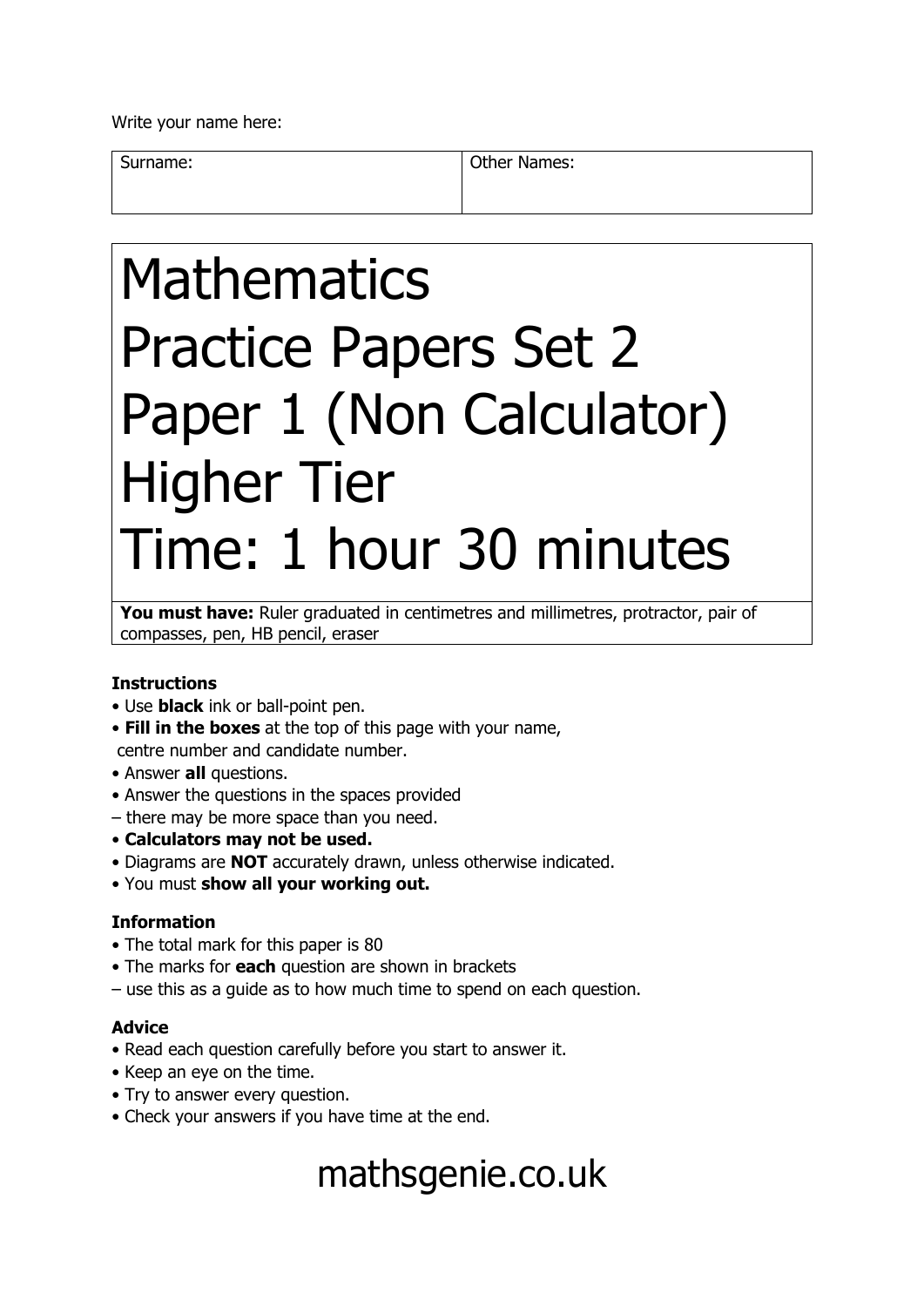Write your name here:

| Surname: | Other Names: |
| --- | --- |
| | |

# Mathematics
# Practice Papers Set 2
# Paper 1 (Non Calculator)
# Higher Tier
# Time: 1 hour 30 minutes

**You must have:** Ruler graduated in centimetres and millimetres, protractor, pair of compasses, pen, HB pencil, eraser

**Instructions**

- Use **black** ink or ball-point pen.
- **Fill in the boxes** at the top of this page with your name, centre number and candidate number.
- Answer **all** questions.
- Answer the questions in the spaces provided – there may be more space than you need.
- **Calculators may not be used.**
- Diagrams are **NOT** accurately drawn, unless otherwise indicated.
- You must **show all your working out.**

**Information**

- The total mark for this paper is 80
- The marks for **each** question are shown in brackets – use this as a guide as to how much time to spend on each question.

**Advice**

- Read each question carefully before you start to answer it.
- Keep an eye on the time.
- Try to answer every question.
- Check your answers if you have time at the end.

mathsgenie.co.uk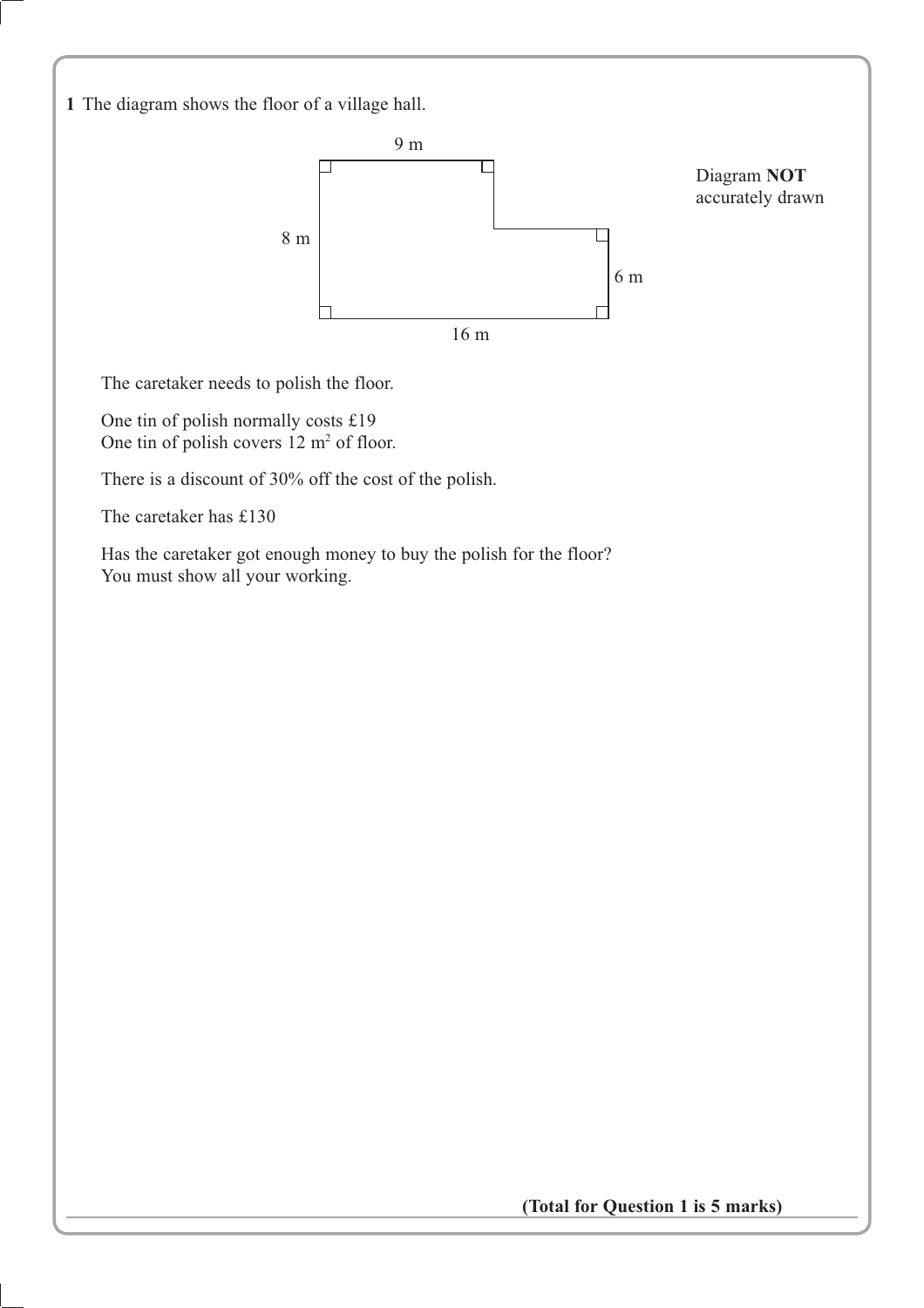**1** The diagram shows the floor of a village hall.

9 m

8 m

6 m

16 m

Diagram **NOT** accurately drawn

The caretaker needs to polish the floor.

One tin of polish normally costs £19
One tin of polish covers 12 m$^2$ of floor.

There is a discount of 30% off the cost of the polish.

The caretaker has £130

Has the caretaker got enough money to buy the polish for the floor?
You must show all your working.

**(Total for Question 1 is 5 marks)**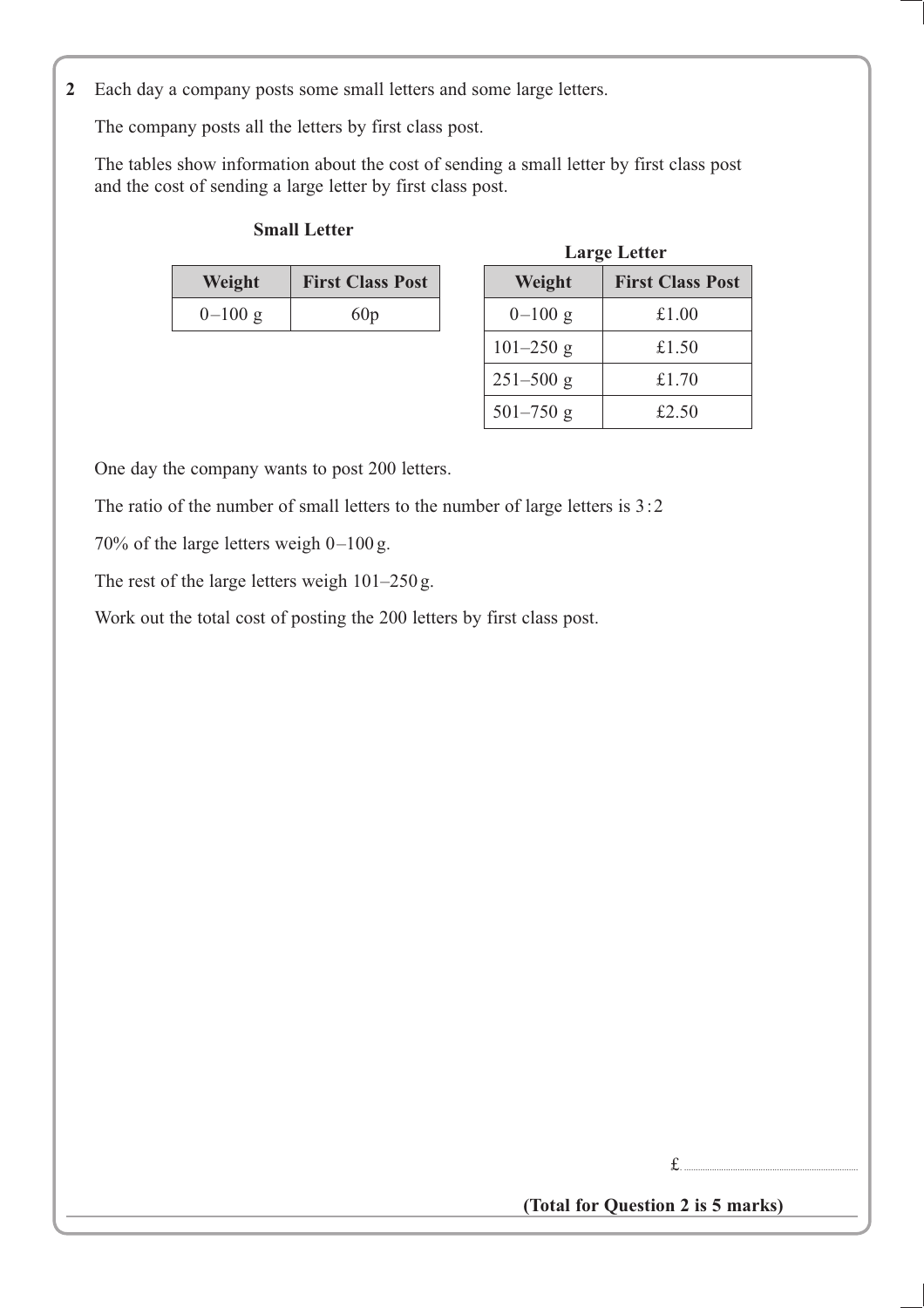**2** Each day a company posts some small letters and some large letters.

The company posts all the letters by first class post.

The tables show information about the cost of sending a small letter by first class post and the cost of sending a large letter by first class post.

**Small Letter**

| Weight | First Class Post |
|---|---|
| 0–100 g | 60p |

**Large Letter**

| Weight | First Class Post |
|---|---|
| 0–100 g | £1.00 |
| 101–250 g | £1.50 |
| 251–500 g | £1.70 |
| 501–750 g | £2.50 |

One day the company wants to post 200 letters.

The ratio of the number of small letters to the number of large letters is 3 : 2

70% of the large letters weigh 0–100 g.

The rest of the large letters weigh 101–250 g.

Work out the total cost of posting the 200 letters by first class post.

£..............................

**(Total for Question 2 is 5 marks)**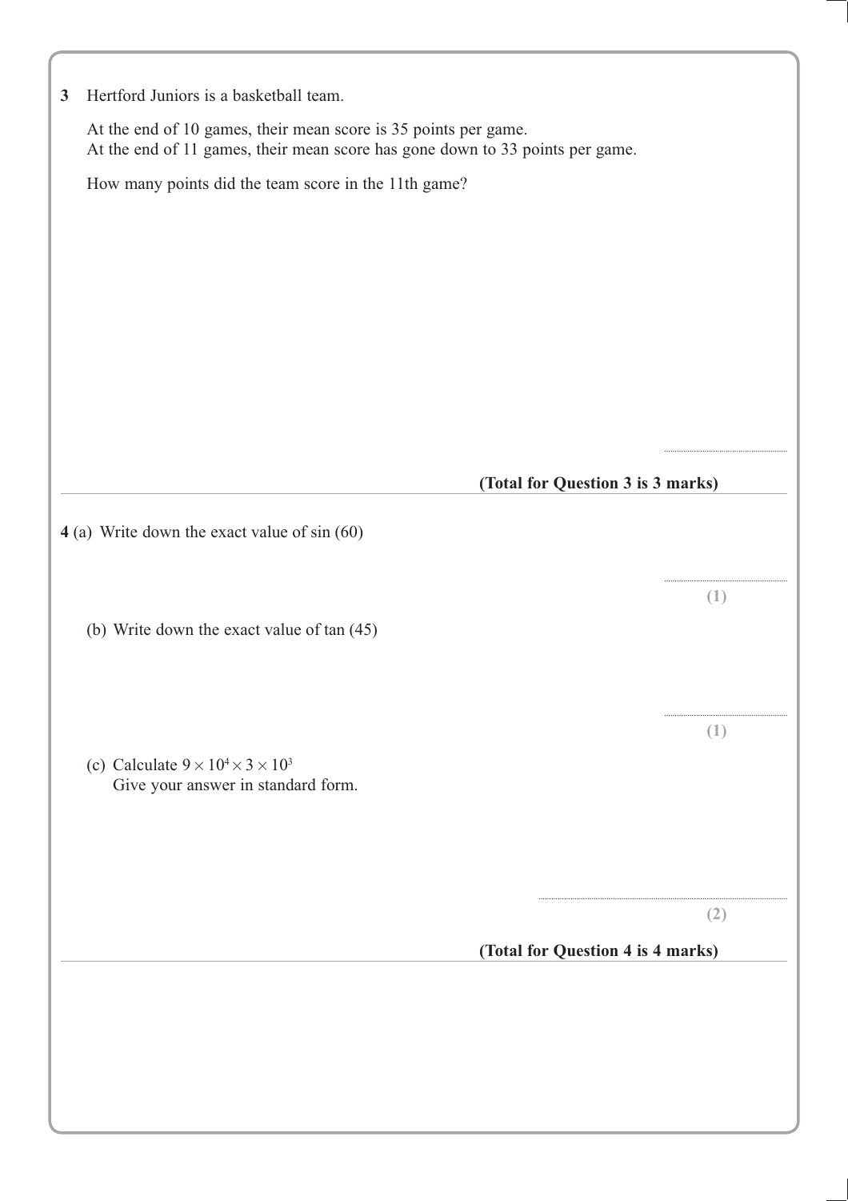**3** Hertford Juniors is a basketball team.

At the end of 10 games, their mean score is 35 points per game.
At the end of 11 games, their mean score has gone down to 33 points per game.

How many points did the team score in the 11th game?

..............................

**(Total for Question 3 is 3 marks)**

---

**4** (a) Write down the exact value of sin (60)

..............................
**(1)**

(b) Write down the exact value of tan (45)

..............................
**(1)**

(c) Calculate $9 \times 10^4 \times 3 \times 10^3$
Give your answer in standard form.

..............................
**(2)**

**(Total for Question 4 is 4 marks)**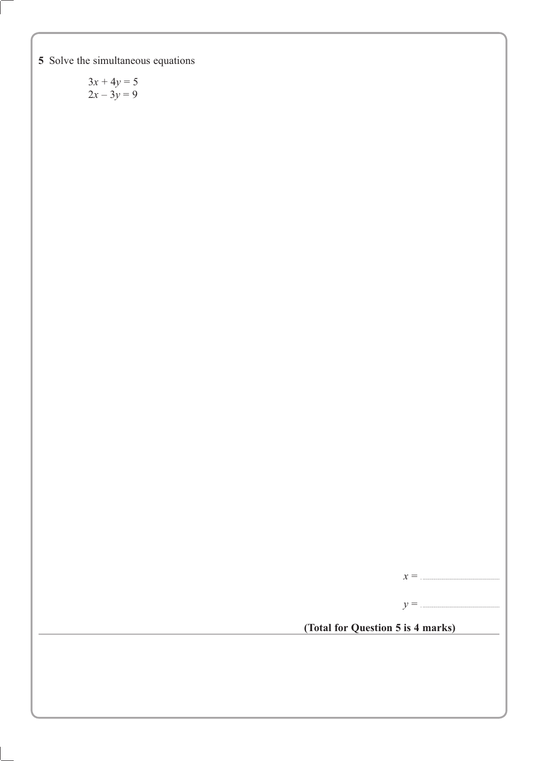**5** Solve the simultaneous equations

$$3x + 4y = 5$$
$$2x - 3y = 9$$

$x =$ ..............................

$y =$ ..............................

**(Total for Question 5 is 4 marks)**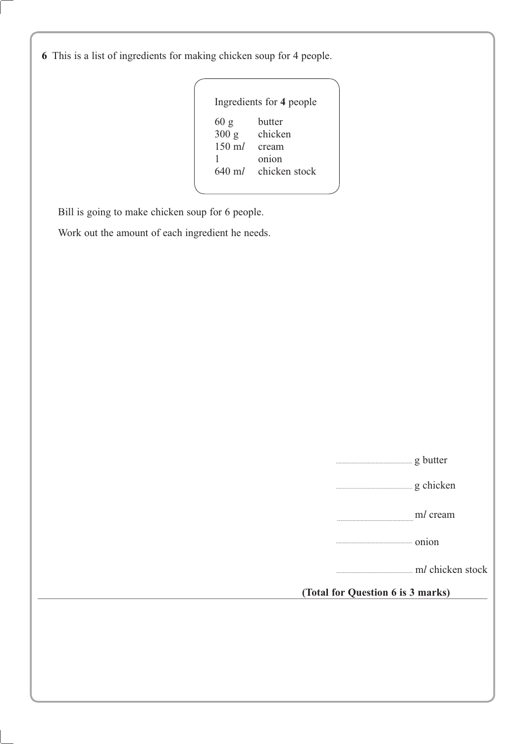**6** This is a list of ingredients for making chicken soup for 4 people.

| Ingredients for **4** people | |
|---|---|
| 60 g | butter |
| 300 g | chicken |
| 150 m*l* | cream |
| 1 | onion |
| 640 m*l* | chicken stock |

Bill is going to make chicken soup for 6 people.

Work out the amount of each ingredient he needs.

.......................................... g butter

.......................................... g chicken

.......................................... m*l* cream

.......................................... onion

.......................................... m*l* chicken stock

**(Total for Question 6 is 3 marks)**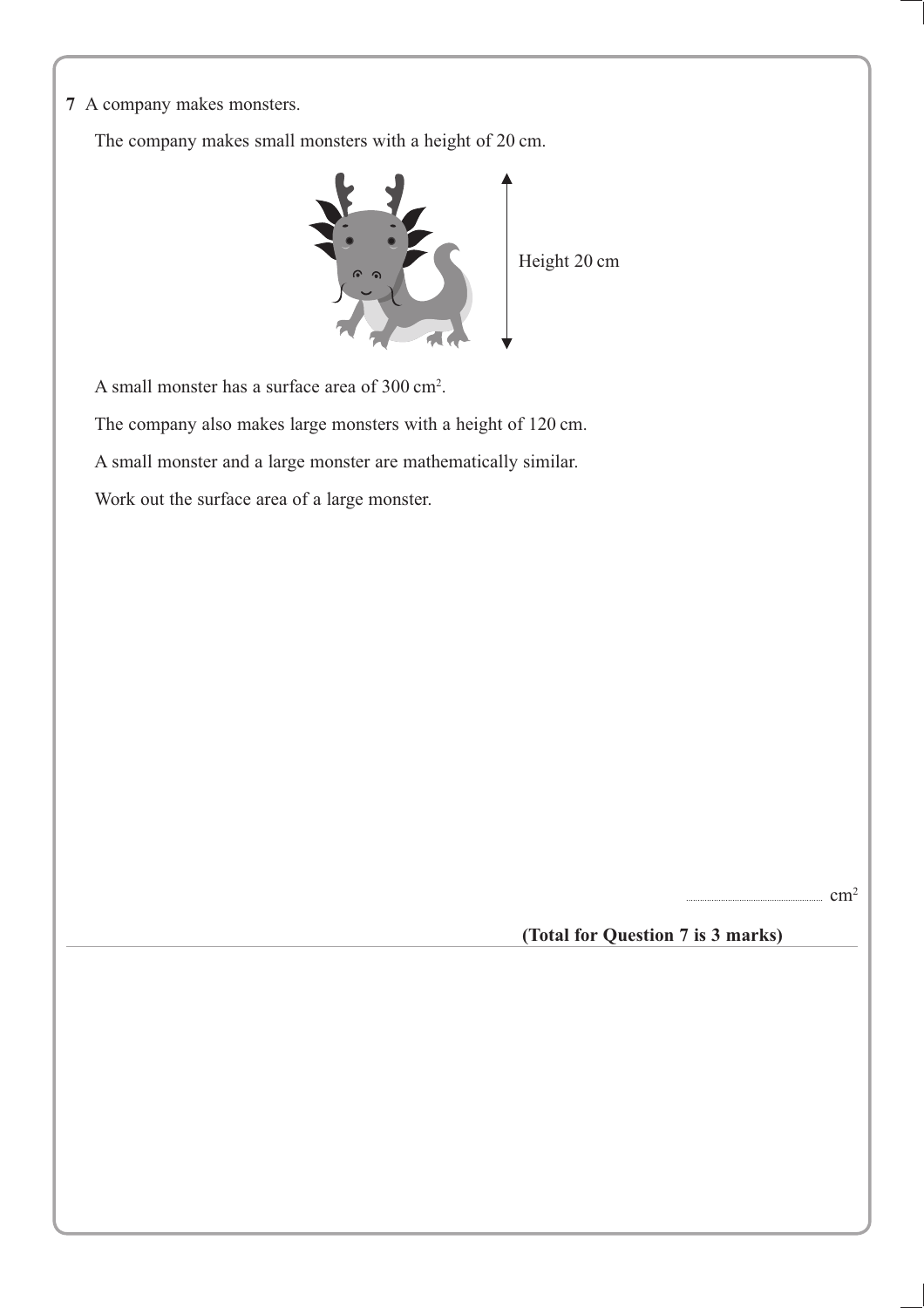**7** A company makes monsters.

The company makes small monsters with a height of 20 cm.

Height 20 cm

A small monster has a surface area of 300 cm$^2$.

The company also makes large monsters with a height of 120 cm.

A small monster and a large monster are mathematically similar.

Work out the surface area of a large monster.

.................................................. cm$^2$

**(Total for Question 7 is 3 marks)**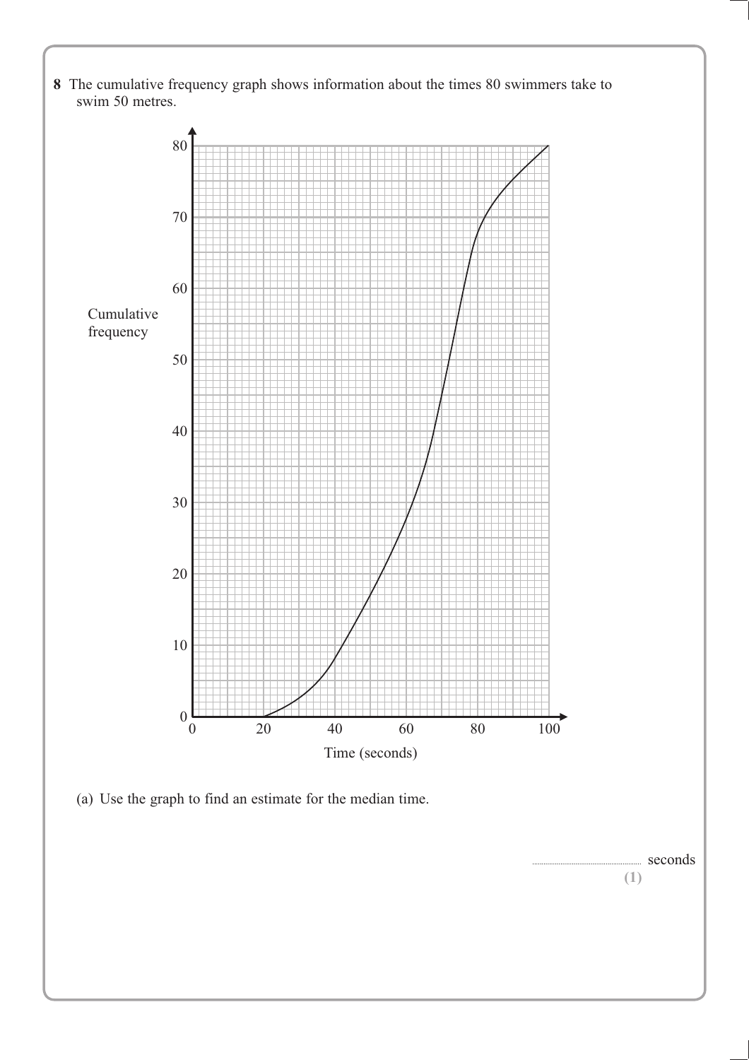**8** The cumulative frequency graph shows information about the times 80 swimmers take to swim 50 metres.

(a) Use the graph to find an estimate for the median time.

.......................... seconds

**(1)**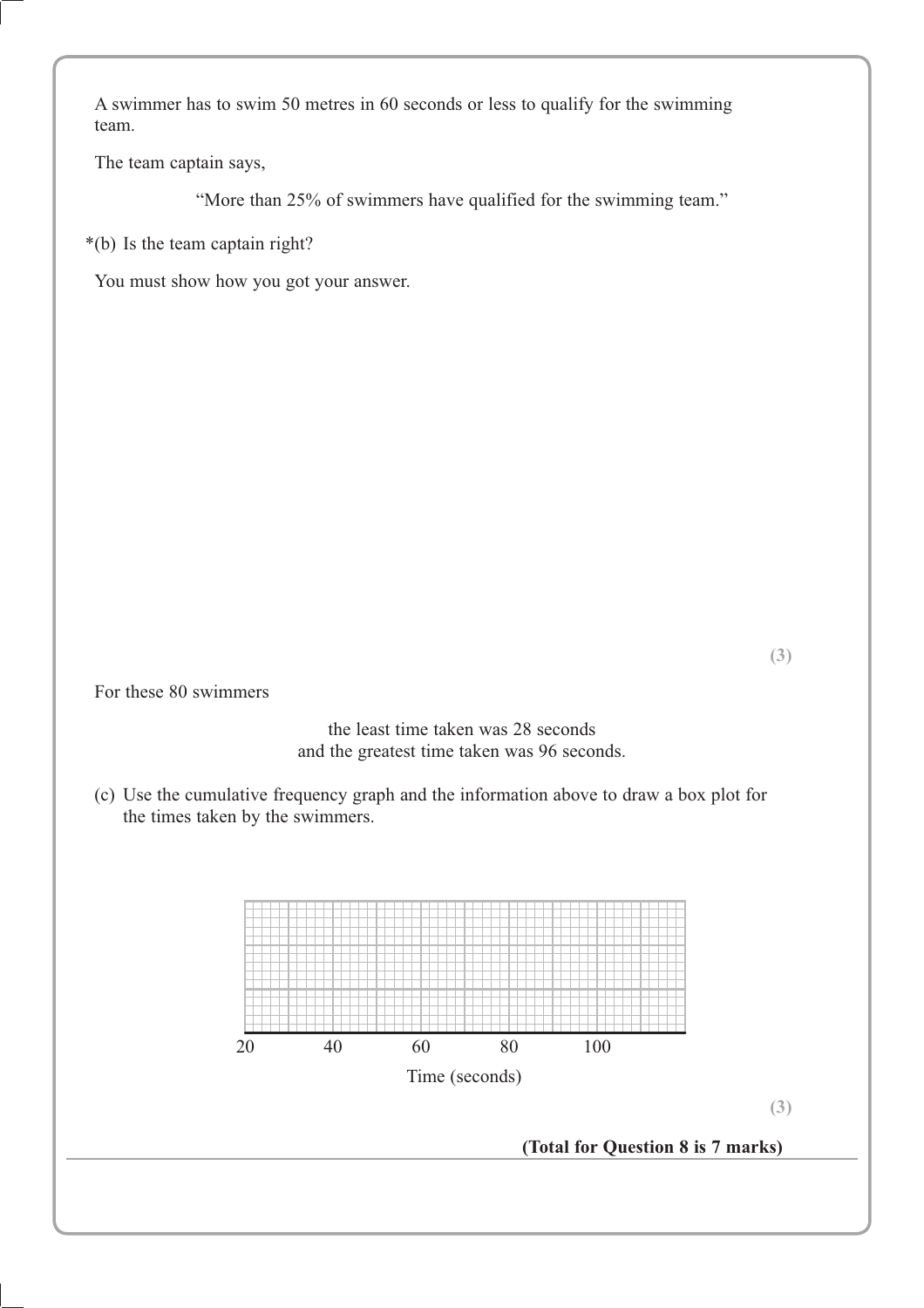A swimmer has to swim 50 metres in 60 seconds or less to qualify for the swimming team.

The team captain says,

"More than 25% of swimmers have qualified for the swimming team."

*(b) Is the team captain right?

You must show how you got your answer.

**(3)**

For these 80 swimmers

the least time taken was 28 seconds
and the greatest time taken was 96 seconds.

(c) Use the cumulative frequency graph and the information above to draw a box plot for the times taken by the swimmers.

20 40 60 80 100

Time (seconds)

**(3)**

**(Total for Question 8 is 7 marks)**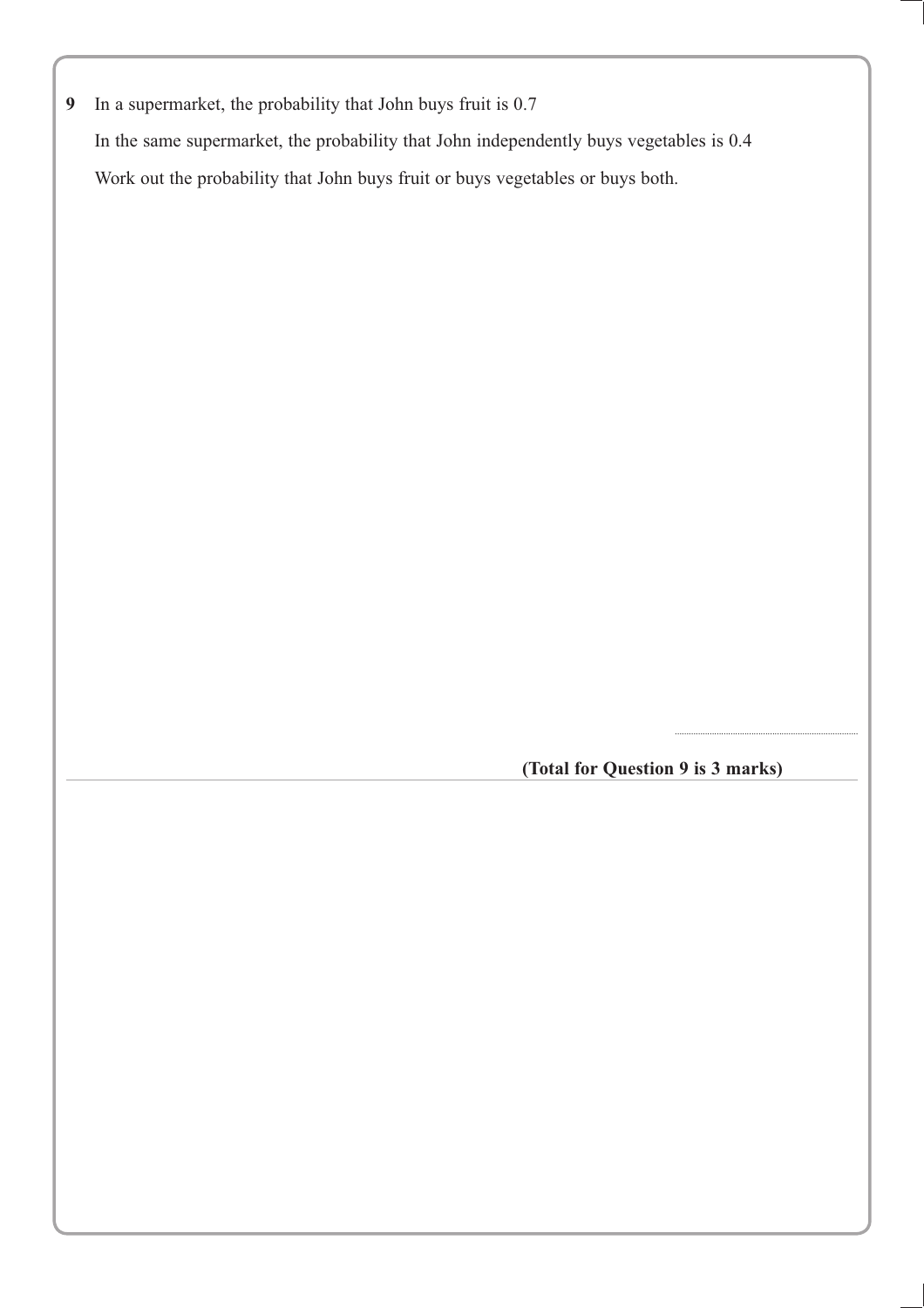**9** In a supermarket, the probability that John buys fruit is 0.7

In the same supermarket, the probability that John independently buys vegetables is 0.4

Work out the probability that John buys fruit or buys vegetables or buys both.

..........................................

**(Total for Question 9 is 3 marks)**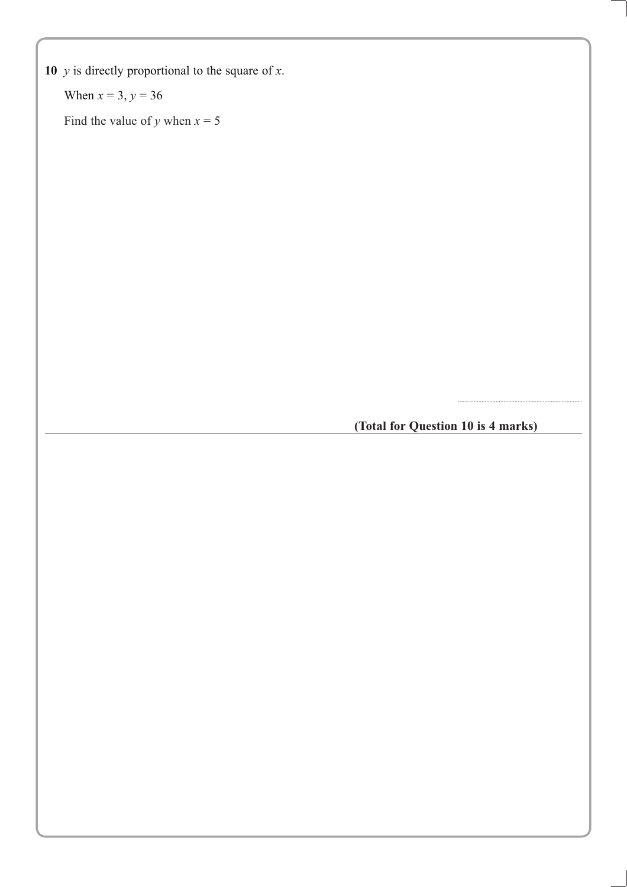**10** $y$ is directly proportional to the square of $x$.

When $x = 3$, $y = 36$

Find the value of $y$ when $x = 5$

..............................

**(Total for Question 10 is 4 marks)**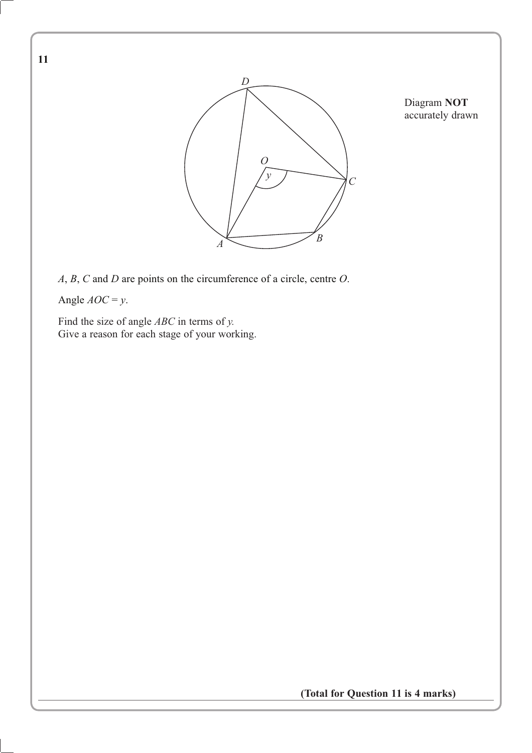**11**

Diagram **NOT** accurately drawn

*A*, *B*, *C* and *D* are points on the circumference of a circle, centre *O*.

Angle $AOC = y$.

Find the size of angle $ABC$ in terms of $y$.
Give a reason for each stage of your working.

**(Total for Question 11 is 4 marks)**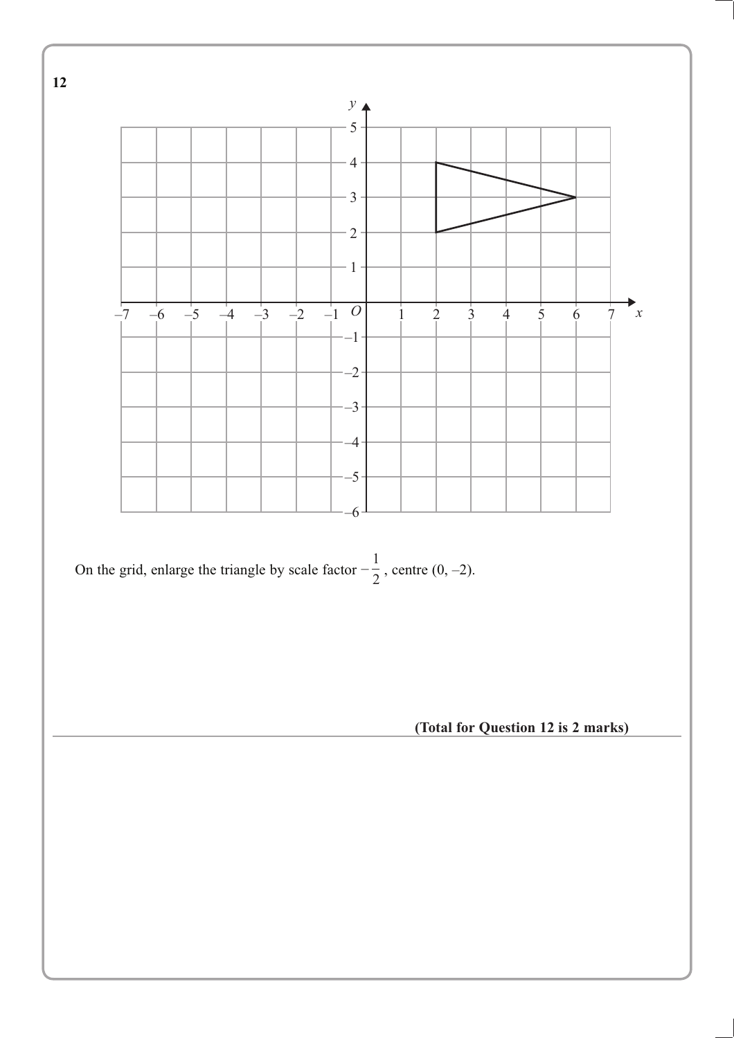**12**

On the grid, enlarge the triangle by scale factor $-\frac{1}{2}$, centre $(0, -2)$.

**(Total for Question 12 is 2 marks)**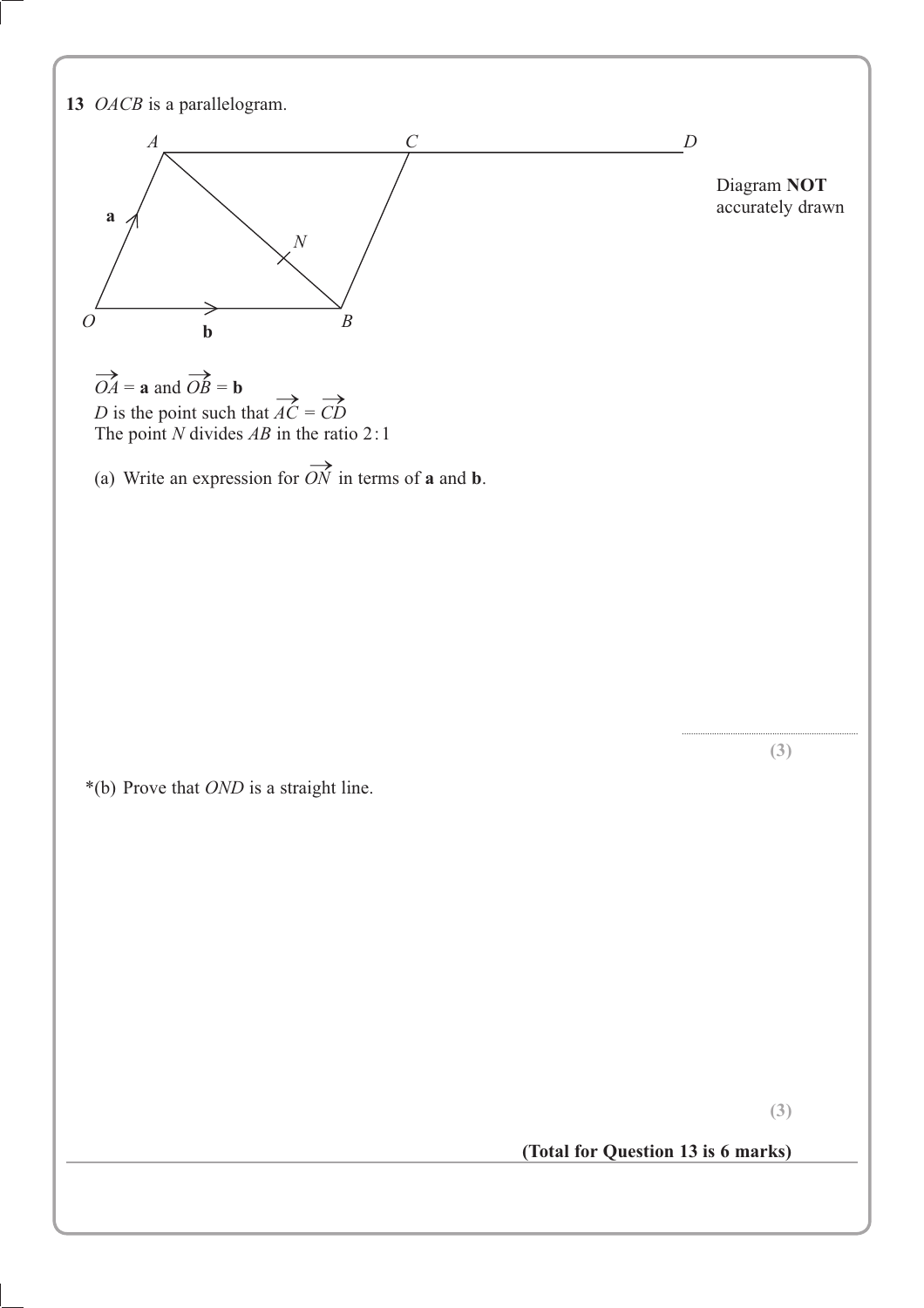**13** *OACB* is a parallelogram.

Diagram **NOT** accurately drawn

$\overrightarrow{OA} = \mathbf{a}$ and $\overrightarrow{OB} = \mathbf{b}$

*D* is the point such that $\overrightarrow{AC} = \overrightarrow{CD}$

The point *N* divides *AB* in the ratio 2 : 1

(a) Write an expression for $\overrightarrow{ON}$ in terms of **a** and **b**.

..............................

**(3)**

*(b) Prove that *OND* is a straight line.

**(3)**

**(Total for Question 13 is 6 marks)**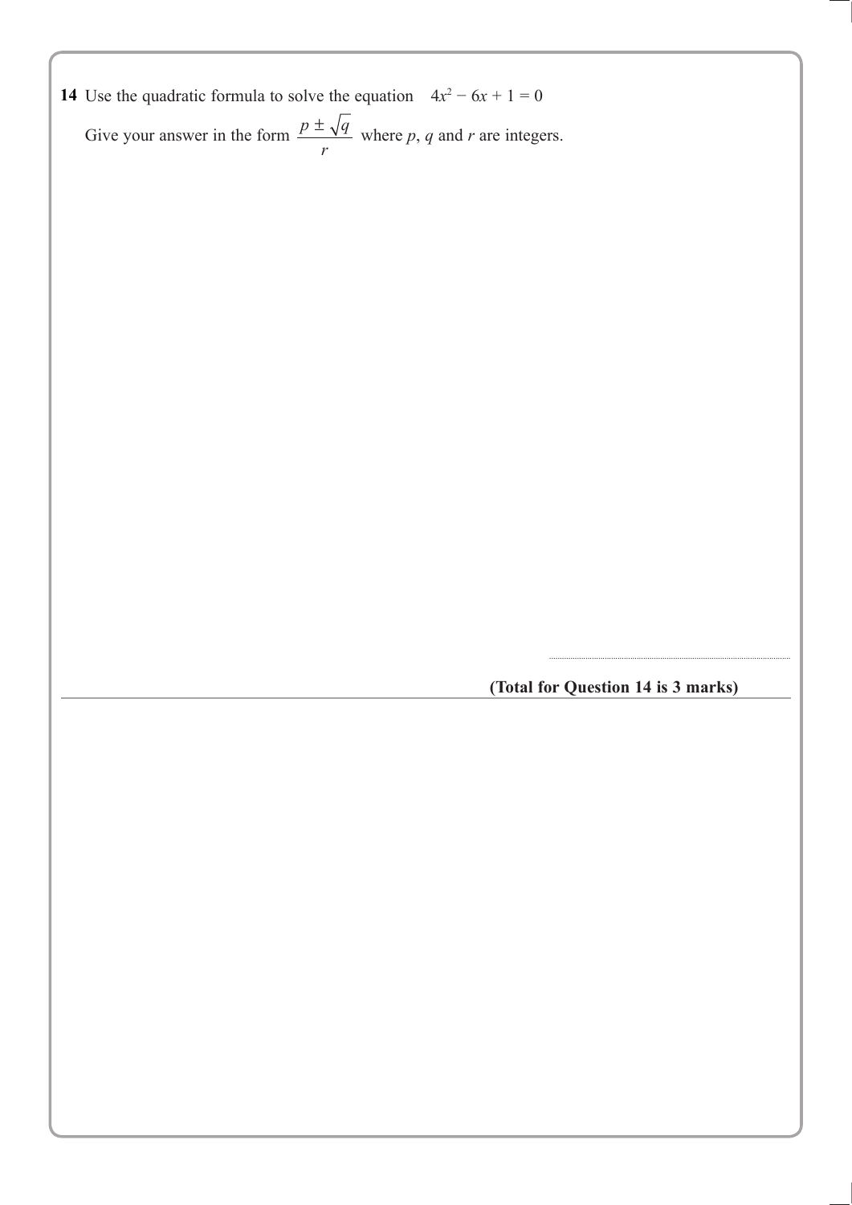**14** Use the quadratic formula to solve the equation $4x^2 - 6x + 1 = 0$

Give your answer in the form $\dfrac{p \pm \sqrt{q}}{r}$ where $p$, $q$ and $r$ are integers.

..........................................................

**(Total for Question 14 is 3 marks)**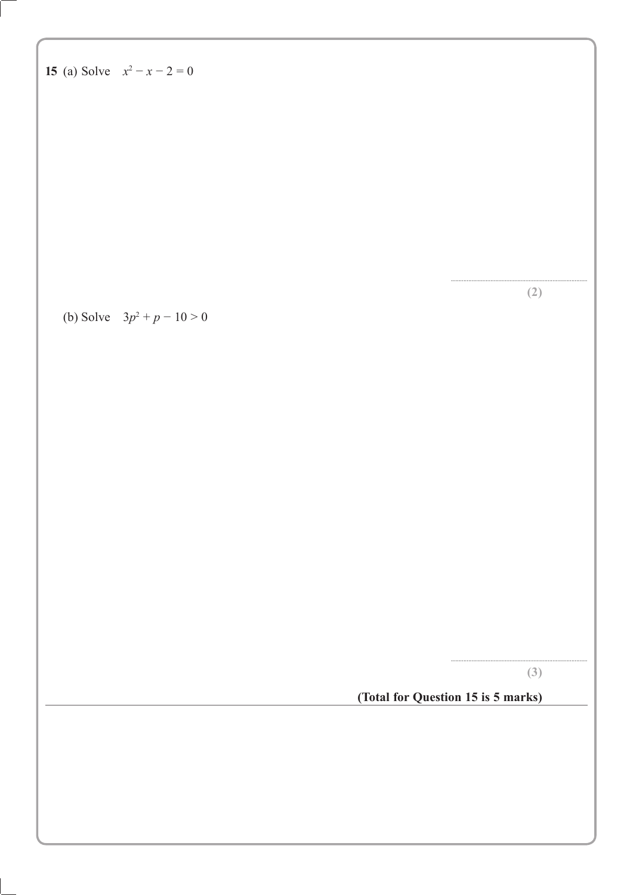**15** (a) Solve $x^2 - x - 2 = 0$

..............................................................

**(2)**

(b) Solve $3p^2 + p - 10 > 0$

..............................................................

**(3)**

**(Total for Question 15 is 5 marks)**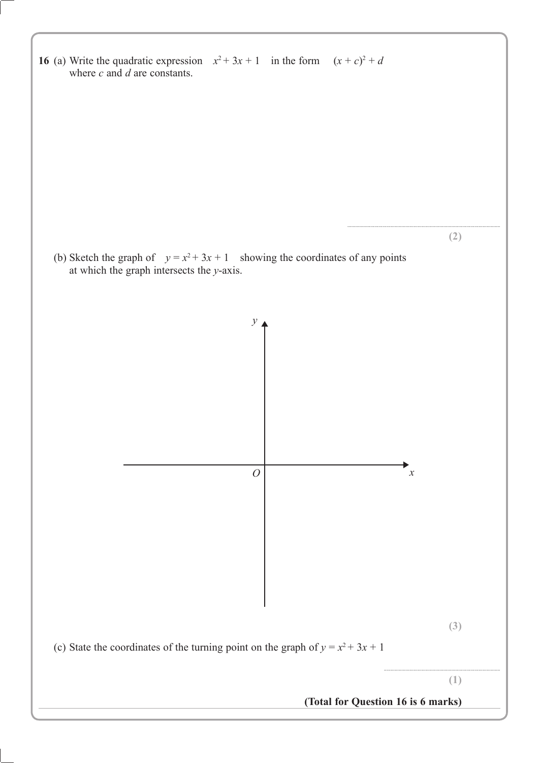**16** (a) Write the quadratic expression $x^2 + 3x + 1$ in the form $(x + c)^2 + d$ where $c$ and $d$ are constants.

..............................................................

**(2)**

(b) Sketch the graph of $y = x^2 + 3x + 1$ showing the coordinates of any points at which the graph intersects the $y$-axis.

**(3)**

(c) State the coordinates of the turning point on the graph of $y = x^2 + 3x + 1$

..............................................................

**(1)**

**(Total for Question 16 is 6 marks)**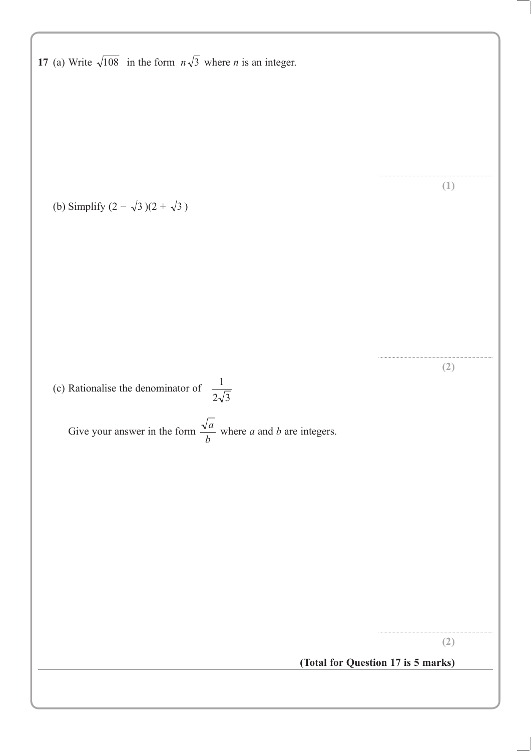**17** (a) Write $\sqrt{108}$ in the form $n\sqrt{3}$ where $n$ is an integer.

..............................

**(1)**

(b) Simplify $(2 - \sqrt{3})(2 + \sqrt{3})$

..............................

**(2)**

(c) Rationalise the denominator of $\dfrac{1}{2\sqrt{3}}$

Give your answer in the form $\dfrac{\sqrt{a}}{b}$ where $a$ and $b$ are integers.

..............................

**(2)**

**(Total for Question 17 is 5 marks)**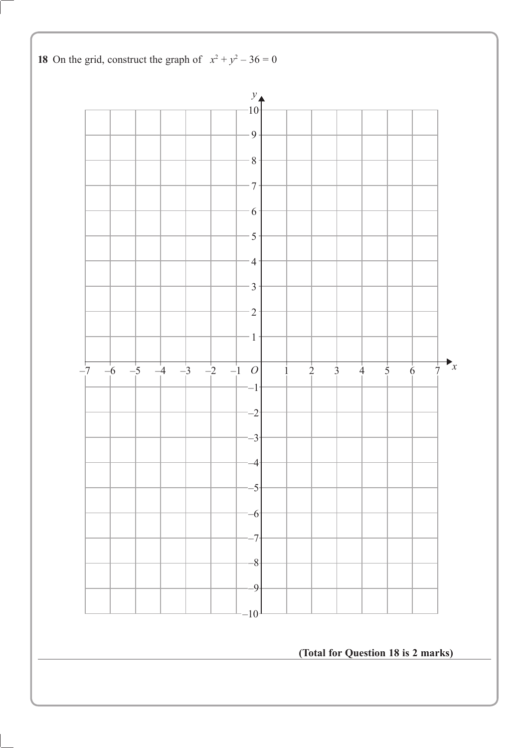**18** On the grid, construct the graph of $x^2 + y^2 - 36 = 0$

**(Total for Question 18 is 2 marks)**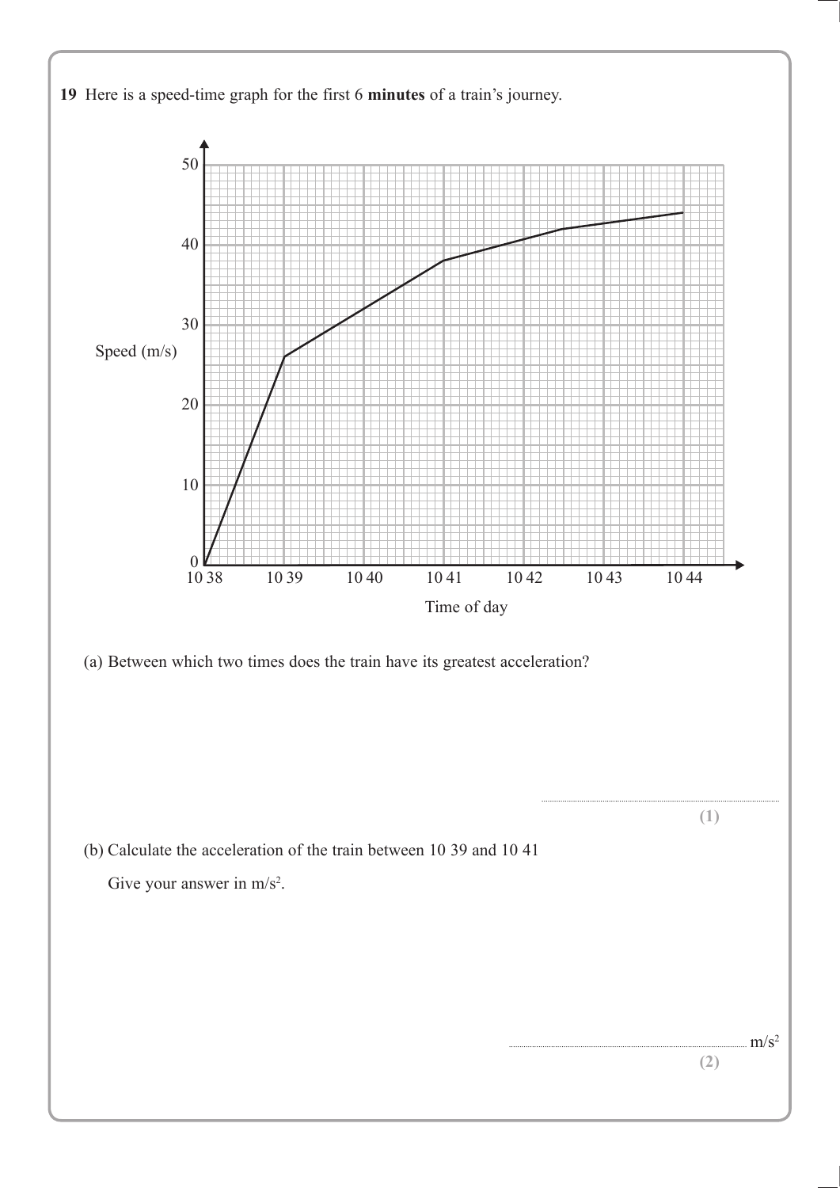**19** Here is a speed-time graph for the first 6 **minutes** of a train's journey.

(a) Between which two times does the train have its greatest acceleration?

..............................................................

**(1)**

(b) Calculate the acceleration of the train between 10 39 and 10 41

Give your answer in $m/s^2$.

.............................................................. $m/s^2$

**(2)**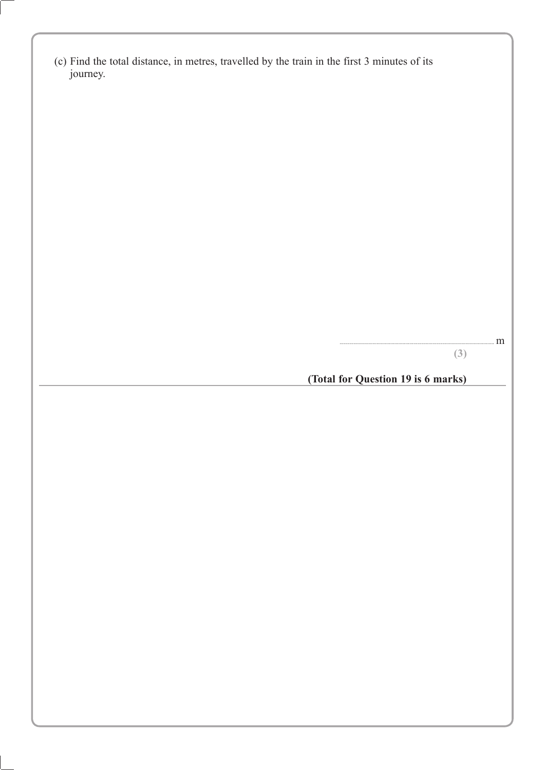(c) Find the total distance, in metres, travelled by the train in the first 3 minutes of its journey.

.......................................................... m

**(3)**

**(Total for Question 19 is 6 marks)**